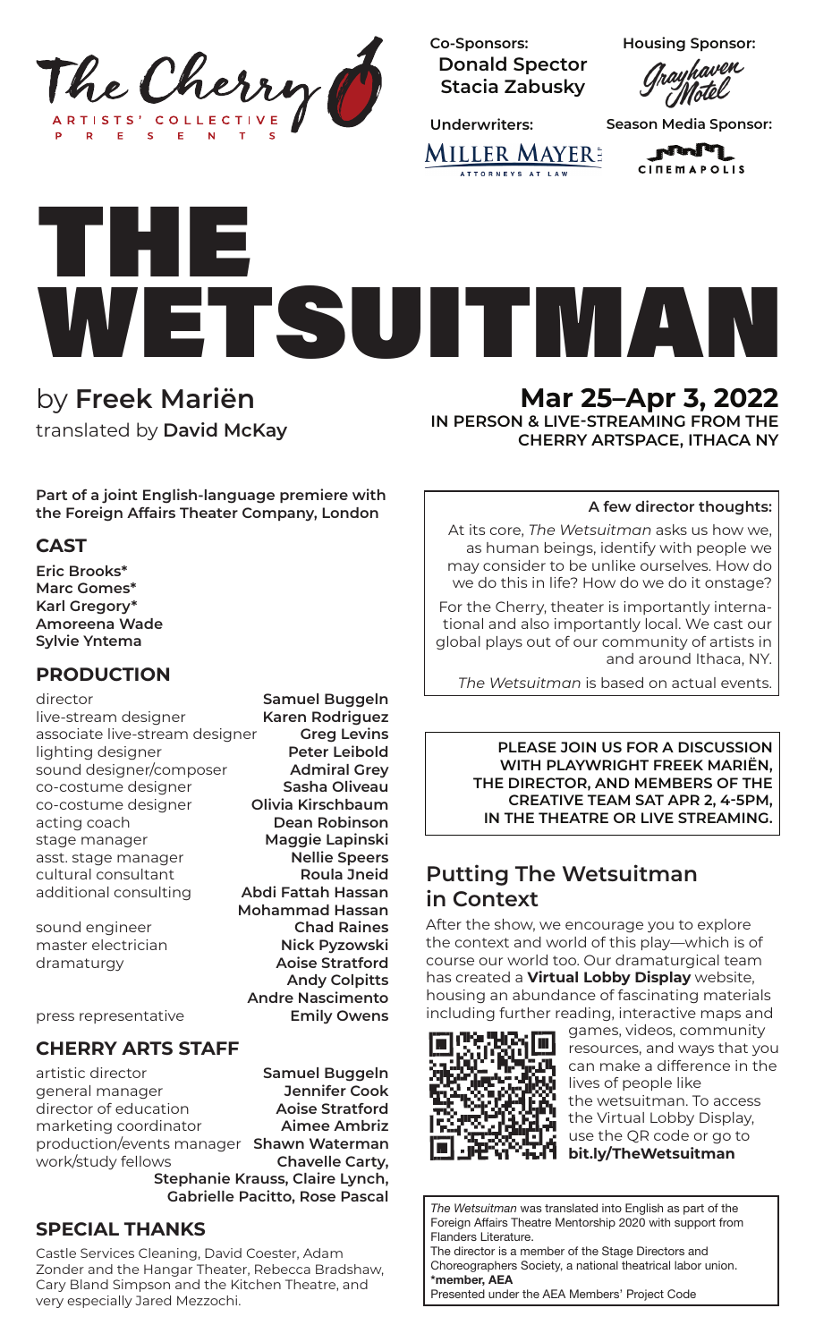The Cherry

ARTISTS' COLLECTIVE

PRESENTS

**Co-Sponsors:**
**Donald Spector**
**Stacia Zabusky**

**Housing Sponsor:**
Grayhaven Motel

**Underwriters:**
MILLER MAYER LLP
ATTORNEYS AT LAW

**Season Media Sponsor:**
CINEMAPOLIS

# THE WETSUITMAN

by **Freek Mariën**
translated by **David McKay**

## Mar 25–Apr 3, 2022

**IN PERSON & LIVE-STREAMING FROM THE CHERRY ARTSPACE, ITHACA NY**

**Part of a joint English-language premiere with the Foreign Affairs Theater Company, London**

### CAST

**Eric Brooks***
**Marc Gomes***
**Karl Gregory***
**Amoreena Wade**
**Sylvie Yntema**

### PRODUCTION

director **Samuel Buggeln**
live-stream designer **Karen Rodriguez**
associate live-stream designer **Greg Levins**
lighting designer **Peter Leibold**
sound designer/composer **Admiral Grey**
co-costume designer **Sasha Oliveau**
co-costume designer **Olivia Kirschbaum**
acting coach **Dean Robinson**
stage manager **Maggie Lapinski**
asst. stage manager **Nellie Speers**
cultural consultant **Roula Jneid**
additional consulting **Abdi Fattah Hassan, Mohammad Hassan**
sound engineer **Chad Raines**
master electrician **Nick Pyzowski**
dramaturgy **Aoise Stratford, Andy Colpitts, Andre Nascimento**
press representative **Emily Owens**

### CHERRY ARTS STAFF

artistic director **Samuel Buggeln**
general manager **Jennifer Cook**
director of education **Aoise Stratford**
marketing coordinator **Aimee Ambriz**
production/events manager **Shawn Waterman**
work/study fellows **Chavelle Carty, Stephanie Krauss, Claire Lynch, Gabrielle Pacitto, Rose Pascal**

### SPECIAL THANKS

Castle Services Cleaning, David Coester, Adam Zonder and the Hangar Theater, Rebecca Bradshaw, Cary Bland Simpson and the Kitchen Theatre, and very especially Jared Mezzochi.

**A few director thoughts:**

At its core, *The Wetsuitman* asks us how we, as human beings, identify with people we may consider to be unlike ourselves. How do we do this in life? How do we do it onstage?

For the Cherry, theater is importantly international and also importantly local. We cast our global plays out of our community of artists in and around Ithaca, NY.

*The Wetsuitman* is based on actual events.

**PLEASE JOIN US FOR A DISCUSSION WITH PLAYWRIGHT FREEK MARIËN, THE DIRECTOR, AND MEMBERS OF THE CREATIVE TEAM SAT APR 2, 4-5PM, IN THE THEATRE OR LIVE STREAMING.**

## Putting The Wetsuitman in Context

After the show, we encourage you to explore the context and world of this play—which is of course our world too. Our dramaturgical team has created a **Virtual Lobby Display** website, housing an abundance of fascinating materials including further reading, interactive maps and games, videos, community resources, and ways that you can make a difference in the lives of people like the wetsuitman. To access the Virtual Lobby Display, use the QR code or go to **bit.ly/TheWetsuitman**

*The Wetsuitman* was translated into English as part of the Foreign Affairs Theatre Mentorship 2020 with support from Flanders Literature.
The director is a member of the Stage Directors and Choreographers Society, a national theatrical labor union.
**\*member, AEA**
Presented under the AEA Members' Project Code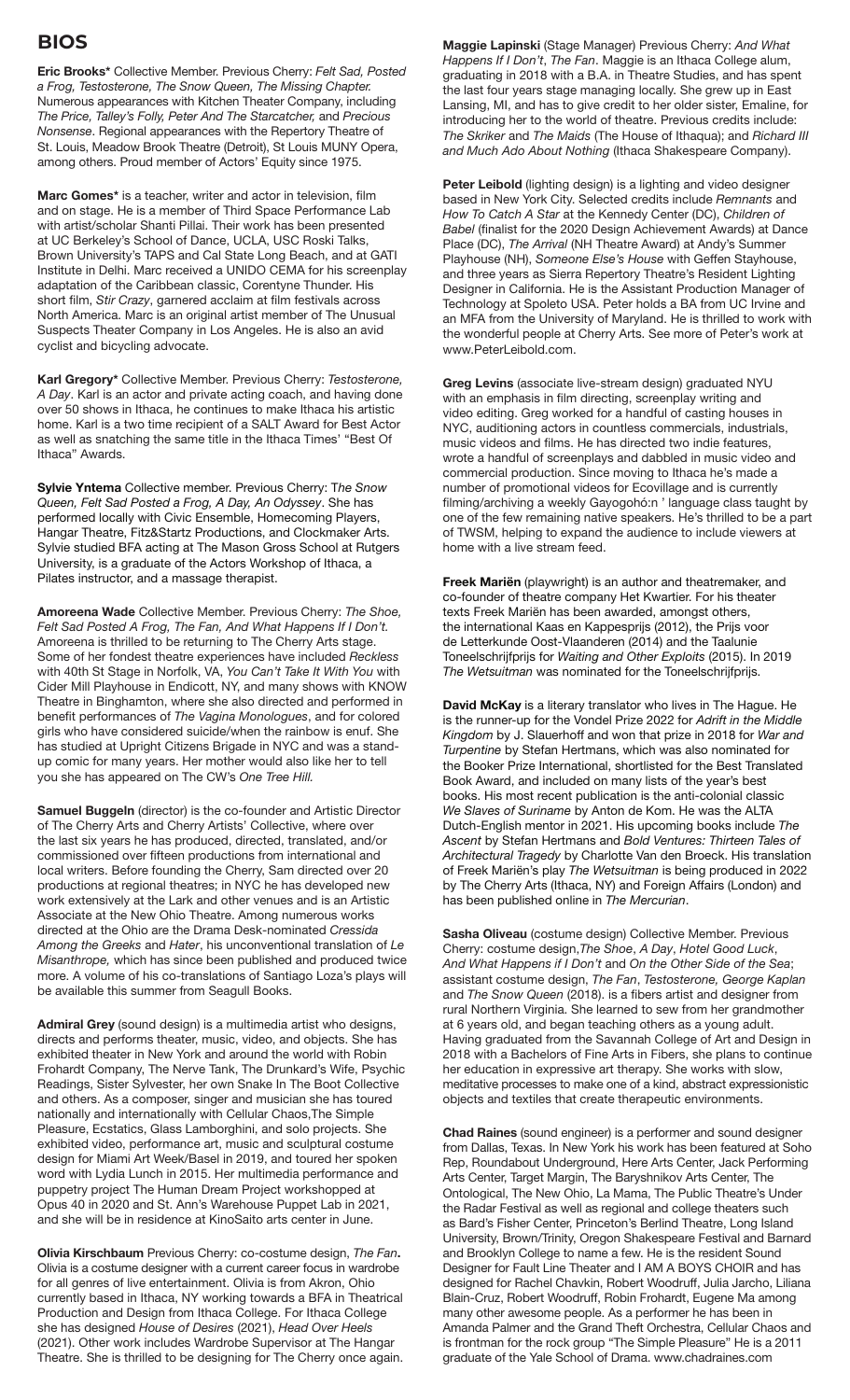# BIOS

**Eric Brooks*** Collective Member. Previous Cherry: *Felt Sad, Posted a Frog, Testosterone, The Snow Queen, The Missing Chapter.* Numerous appearances with Kitchen Theater Company, including *The Price, Talley's Folly, Peter And The Starcatcher,* and *Precious Nonsense*. Regional appearances with the Repertory Theatre of St. Louis, Meadow Brook Theatre (Detroit), St Louis MUNY Opera, among others. Proud member of Actors' Equity since 1975.

**Marc Gomes*** is a teacher, writer and actor in television, film and on stage. He is a member of Third Space Performance Lab with artist/scholar Shanti Pillai. Their work has been presented at UC Berkeley's School of Dance, UCLA, USC Roski Talks, Brown University's TAPS and Cal State Long Beach, and at GATI Institute in Delhi. Marc received a UNIDO CEMA for his screenplay adaptation of the Caribbean classic, Corentyne Thunder. His short film, *Stir Crazy*, garnered acclaim at film festivals across North America. Marc is an original artist member of The Unusual Suspects Theater Company in Los Angeles. He is also an avid cyclist and bicycling advocate.

**Karl Gregory*** Collective Member. Previous Cherry: *Testosterone, A Day*. Karl is an actor and private acting coach, and having done over 50 shows in Ithaca, he continues to make Ithaca his artistic home. Karl is a two time recipient of a SALT Award for Best Actor as well as snatching the same title in the Ithaca Times' "Best Of Ithaca" Awards.

**Sylvie Yntema** Collective member. Previous Cherry: T*he Snow Queen, Felt Sad Posted a Frog, A Day, An Odyssey*. She has performed locally with Civic Ensemble, Homecoming Players, Hangar Theatre, Fitz&Startz Productions, and Clockmaker Arts. Sylvie studied BFA acting at The Mason Gross School at Rutgers University, is a graduate of the Actors Workshop of Ithaca, a Pilates instructor, and a massage therapist.

**Amoreena Wade** Collective Member. Previous Cherry: *The Shoe, Felt Sad Posted A Frog, The Fan, And What Happens If I Don't.* Amoreena is thrilled to be returning to The Cherry Arts stage. Some of her fondest theatre experiences have included *Reckless* with 40th St Stage in Norfolk, VA, *You Can't Take It With You* with Cider Mill Playhouse in Endicott, NY, and many shows with KNOW Theatre in Binghamton, where she also directed and performed in benefit performances of *The Vagina Monologues*, and for colored girls who have considered suicide/when the rainbow is enuf. She has studied at Upright Citizens Brigade in NYC and was a stand-up comic for many years. Her mother would also like her to tell you she has appeared on The CW's *One Tree Hill.*

**Samuel Buggeln** (director) is the co-founder and Artistic Director of The Cherry Arts and Cherry Artists' Collective, where over the last six years he has produced, directed, translated, and/or commissioned over fifteen productions from international and local writers. Before founding the Cherry, Sam directed over 20 productions at regional theatres; in NYC he has developed new work extensively at the Lark and other venues and is an Artistic Associate at the New Ohio Theatre. Among numerous works directed at the Ohio are the Drama Desk-nominated *Cressida Among the Greeks* and *Hater*, his unconventional translation of *Le Misanthrope,* which has since been published and produced twice more. A volume of his co-translations of Santiago Loza's plays will be available this summer from Seagull Books.

**Admiral Grey** (sound design) is a multimedia artist who designs, directs and performs theater, music, video, and objects. She has exhibited theater in New York and around the world with Robin Frohardt Company, The Nerve Tank, The Drunkard's Wife, Psychic Readings, Sister Sylvester, her own Snake In The Boot Collective and others. As a composer, singer and musician she has toured nationally and internationally with Cellular Chaos,The Simple Pleasure, Ecstatics, Glass Lamborghini, and solo projects. She exhibited video, performance art, music and sculptural costume design for Miami Art Week/Basel in 2019, and toured her spoken word with Lydia Lunch in 2015. Her multimedia performance and puppetry project The Human Dream Project workshopped at Opus 40 in 2020 and St. Ann's Warehouse Puppet Lab in 2021, and she will be in residence at KinoSaito arts center in June.

**Olivia Kirschbaum** Previous Cherry: co-costume design, *The Fan***.** Olivia is a costume designer with a current career focus in wardrobe for all genres of live entertainment. Olivia is from Akron, Ohio currently based in Ithaca, NY working towards a BFA in Theatrical Production and Design from Ithaca College. For Ithaca College she has designed *House of Desires* (2021), *Head Over Heels* (2021). Other work includes Wardrobe Supervisor at The Hangar Theatre. She is thrilled to be designing for The Cherry once again.

**Maggie Lapinski** (Stage Manager) Previous Cherry: *And What Happens If I Don't*, *The Fan*. Maggie is an Ithaca College alum, graduating in 2018 with a B.A. in Theatre Studies, and has spent the last four years stage managing locally. She grew up in East Lansing, MI, and has to give credit to her older sister, Emaline, for introducing her to the world of theatre. Previous credits include: *The Skriker* and *The Maids* (The House of Ithaqua); and *Richard III and Much Ado About Nothing* (Ithaca Shakespeare Company).

**Peter Leibold** (lighting design) is a lighting and video designer based in New York City. Selected credits include *Remnants* and *How To Catch A Star* at the Kennedy Center (DC), *Children of Babel* (finalist for the 2020 Design Achievement Awards) at Dance Place (DC), *The Arrival* (NH Theatre Award) at Andy's Summer Playhouse (NH), *Someone Else's House* with Geffen Stayhouse, and three years as Sierra Repertory Theatre's Resident Lighting Designer in California. He is the Assistant Production Manager of Technology at Spoleto USA. Peter holds a BA from UC Irvine and an MFA from the University of Maryland. He is thrilled to work with the wonderful people at Cherry Arts. See more of Peter's work at www.PeterLeibold.com.

**Greg Levins** (associate live-stream design) graduated NYU with an emphasis in film directing, screenplay writing and video editing. Greg worked for a handful of casting houses in NYC, auditioning actors in countless commercials, industrials, music videos and films. He has directed two indie features, wrote a handful of screenplays and dabbled in music video and commercial production. Since moving to Ithaca he's made a number of promotional videos for Ecovillage and is currently filming/archiving a weekly Gayogohó:n ' language class taught by one of the few remaining native speakers. He's thrilled to be a part of TWSM, helping to expand the audience to include viewers at home with a live stream feed.

**Freek Mariën** (playwright) is an author and theatremaker, and co-founder of theatre company Het Kwartier. For his theater texts Freek Mariën has been awarded, amongst others, the international Kaas en Kappesprijs (2012), the Prijs voor de Letterkunde Oost-Vlaanderen (2014) and the Taalunie Toneelschrijfprijs for *Waiting and Other Exploits* (2015). In 2019 *The Wetsuitman* was nominated for the Toneelschrijfprijs.

**David McKay** is a literary translator who lives in The Hague. He is the runner-up for the Vondel Prize 2022 for *Adrift in the Middle Kingdom* by J. Slauerhoff and won that prize in 2018 for *War and Turpentine* by Stefan Hertmans, which was also nominated for the Booker Prize International, shortlisted for the Best Translated Book Award, and included on many lists of the year's best books. His most recent publication is the anti-colonial classic *We Slaves of Suriname* by Anton de Kom. He was the ALTA Dutch-English mentor in 2021. His upcoming books include *The Ascent* by Stefan Hertmans and *Bold Ventures: Thirteen Tales of Architectural Tragedy* by Charlotte Van den Broeck. His translation of Freek Mariën's play *The Wetsuitman* is being produced in 2022 by The Cherry Arts (Ithaca, NY) and Foreign Affairs (London) and has been published online in *The Mercurian*.

**Sasha Oliveau** (costume design) Collective Member. Previous Cherry: costume design,*The Shoe*, *A Day*, *Hotel Good Luck*, *And What Happens if I Don't* and *On the Other Side of the Sea*; assistant costume design, *The Fan*, *Testosterone, George Kaplan* and *The Snow Queen* (2018). is a fibers artist and designer from rural Northern Virginia. She learned to sew from her grandmother at 6 years old, and began teaching others as a young adult. Having graduated from the Savannah College of Art and Design in 2018 with a Bachelors of Fine Arts in Fibers, she plans to continue her education in expressive art therapy. She works with slow, meditative processes to make one of a kind, abstract expressionistic objects and textiles that create therapeutic environments.

**Chad Raines** (sound engineer) is a performer and sound designer from Dallas, Texas. In New York his work has been featured at Soho Rep, Roundabout Underground, Here Arts Center, Jack Performing Arts Center, Target Margin, The Baryshnikov Arts Center, The Ontological, The New Ohio, La Mama, The Public Theatre's Under the Radar Festival as well as regional and college theaters such as Bard's Fisher Center, Princeton's Berlind Theatre, Long Island University, Brown/Trinity, Oregon Shakespeare Festival and Barnard and Brooklyn College to name a few. He is the resident Sound Designer for Fault Line Theater and I AM A BOYS CHOIR and has designed for Rachel Chavkin, Robert Woodruff, Julia Jarcho, Liliana Blain-Cruz, Robert Woodruff, Robin Frohardt, Eugene Ma among many other awesome people. As a performer he has been in Amanda Palmer and the Grand Theft Orchestra, Cellular Chaos and is frontman for the rock group "The Simple Pleasure" He is a 2011 graduate of the Yale School of Drama. www.chadraines.com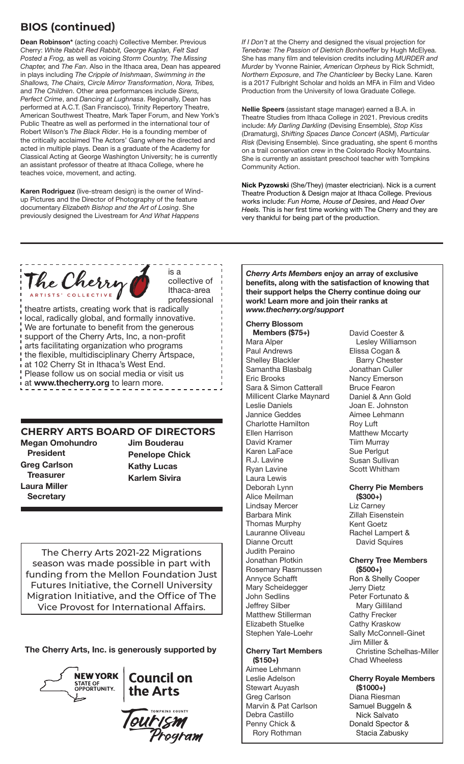## BIOS (continued)

**Dean Robinson*** (acting coach) Collective Member. Previous Cherry: *White Rabbit Red Rabbit, George Kaplan, Felt Sad Posted a Frog,* as well as voicing *Storm Country, The Missing Chapter,* and *The Fan*. Also in the Ithaca area, Dean has appeared in plays including *The Cripple of Inishmaan*, *Swimming in the Shallows, The Chairs, Circle Mirror Transformation*, *Nora, Tribes,* and *The Children*. Other area performances include *Sirens, Perfect Crime*, and *Dancing at Lughnasa*. Regionally, Dean has performed at A.C.T. (San Francisco), Trinity Repertory Theatre, American Southwest Theatre, Mark Taper Forum, and New York's Public Theatre as well as performed in the international tour of Robert Wilson's *The Black Rider*. He is a founding member of the critically acclaimed The Actors' Gang where he directed and acted in multiple plays. Dean is a graduate of the Academy for Classical Acting at George Washington University; he is currently an assistant professor of theatre at Ithaca College, where he teaches voice, movement, and acting.

**Karen Rodriguez** (live-stream design) is the owner of Wind-up Pictures and the Director of Photography of the feature documentary *Elizabeth Bishop and the Art of Losing*. She previously designed the Livestream for *And What Happens If I Don't* at the Cherry and designed the visual projection for *Tenebrae: The Passion of Dietrich Bonhoeffer* by Hugh McElyea. She has many film and television credits including *MURDER and Murder* by Yvonne Rainier, *American Orpheus* by Rick Schmidt, *Northern Exposure*, and *The Chanticleer* by Becky Lane. Karen is a 2017 Fulbright Scholar and holds an MFA in Film and Video Production from the University of Iowa Graduate College.

**Nellie Speers** (assistant stage manager) earned a B.A. in Theatre Studies from Ithaca College in 2021. Previous credits include: *My Darling Darkling* (Devising Ensemble), *Stop Kiss* (Dramaturg), *Shifting Spaces Dance Concert* (ASM), *Particular Risk* (Devising Ensemble). Since graduating, she spent 6 months on a trail conservation crew in the Colorado Rocky Mountains. She is currently an assistant preschool teacher with Tompkins Community Action.

**Nick Pyzowski** (She/They) (master electrician). Nick is a current Theatre Production & Design major at Ithaca College. Previous works include: *Fun Home, House of Desires*, and *Head Over Heels.* This is her first time working with The Cherry and they are very thankful for being part of the production.

---

The Cherry ARTISTS' COLLECTIVE is a collective of Ithaca-area professional theatre artists, creating work that is radically local, radically global, and formally innovative. We are fortunate to benefit from the generous support of the Cherry Arts, Inc, a non-profit arts facilitating organization who programs the flexible, multidisciplinary Cherry Artspace, at 102 Cherry St in Ithaca's West End. Please follow us on social media or visit us at **www.thecherry.org** to learn more.

## CHERRY ARTS BOARD OF DIRECTORS

**Megan Omohundro**
**President**
**Greg Carlson**
**Treasurer**
**Laura Miller**
**Secretary**
**Jim Bouderau**
**Penelope Chick**
**Kathy Lucas**
**Karlem Sivira**

The Cherry Arts 2021-22 Migrations season was made possible in part with funding from the Mellon Foundation Just Futures Initiative, the Cornell University Migration Initiative, and the Office of The Vice Provost for International Affairs.

**The Cherry Arts, Inc. is generously supported by**

NEW YORK STATE OF OPPORTUNITY. Council on the Arts

TOMPKINS COUNTY Tourism Program

***Cherry Arts Members* enjoy an array of exclusive benefits, along with the satisfaction of knowing that their support helps the Cherry continue doing our work! Learn more and join their ranks at *www.thecherry.org/support***

**Cherry Blossom Members ($75+)**
Mara Alper
Paul Andrews
Shelley Blackler
Samantha Blasbalg
Eric Brooks
Sara & Simon Catterall
Millicent Clarke Maynard
Leslie Daniels
Jannice Geddes
Charlotte Hamilton
Ellen Harrison
David Kramer
Karen LaFace
R.J. Lavine
Ryan Lavine
Laura Lewis
Deborah Lynn
Alice Meilman
Lindsay Mercer
Barbara Mink
Thomas Murphy
Lauranne Oliveau
Dianne Orcutt
Judith Peraino
Jonathan Plotkin
Rosemary Rasmussen
Annyce Schafft
Mary Scheidegger
John Sedlins
Jeffrey Silber
Matthew Stillerman
Elizabeth Stuelke
Stephen Yale-Loehr
David Coester & Lesley Williamson
Elissa Cogan & Barry Chester
Jonathan Culler
Nancy Emerson
Bruce Fearon
Daniel & Ann Gold
Joan E. Johnston
Aimee Lehmann
Roy Luft
Matthew Mccarty
Tiim Murray
Sue Perlgut
Susan Sullivan
Scott Whitham

**Cherry Tart Members ($150+)**
Aimee Lehmann
Leslie Adelson
Stewart Auyash
Greg Carlson
Marvin & Pat Carlson
Debra Castillo
Penny Chick & Rory Rothman

**Cherry Pie Members ($300+)**
Liz Carney
Zillah Eisenstein
Kent Goetz
Rachel Lampert & David Squires

**Cherry Tree Members ($500+)**
Ron & Shelly Cooper
Jerry Dietz
Peter Fortunato & Mary Gilliland
Cathy Frecker
Cathy Kraskow
Sally McConnell-Ginet
Jim Miller & Christine Schelhas-Miller
Chad Wheeless

**Cherry Royale Members ($1000+)**
Diana Riesman
Samuel Buggeln & Nick Salvato
Donald Spector & Stacia Zabusky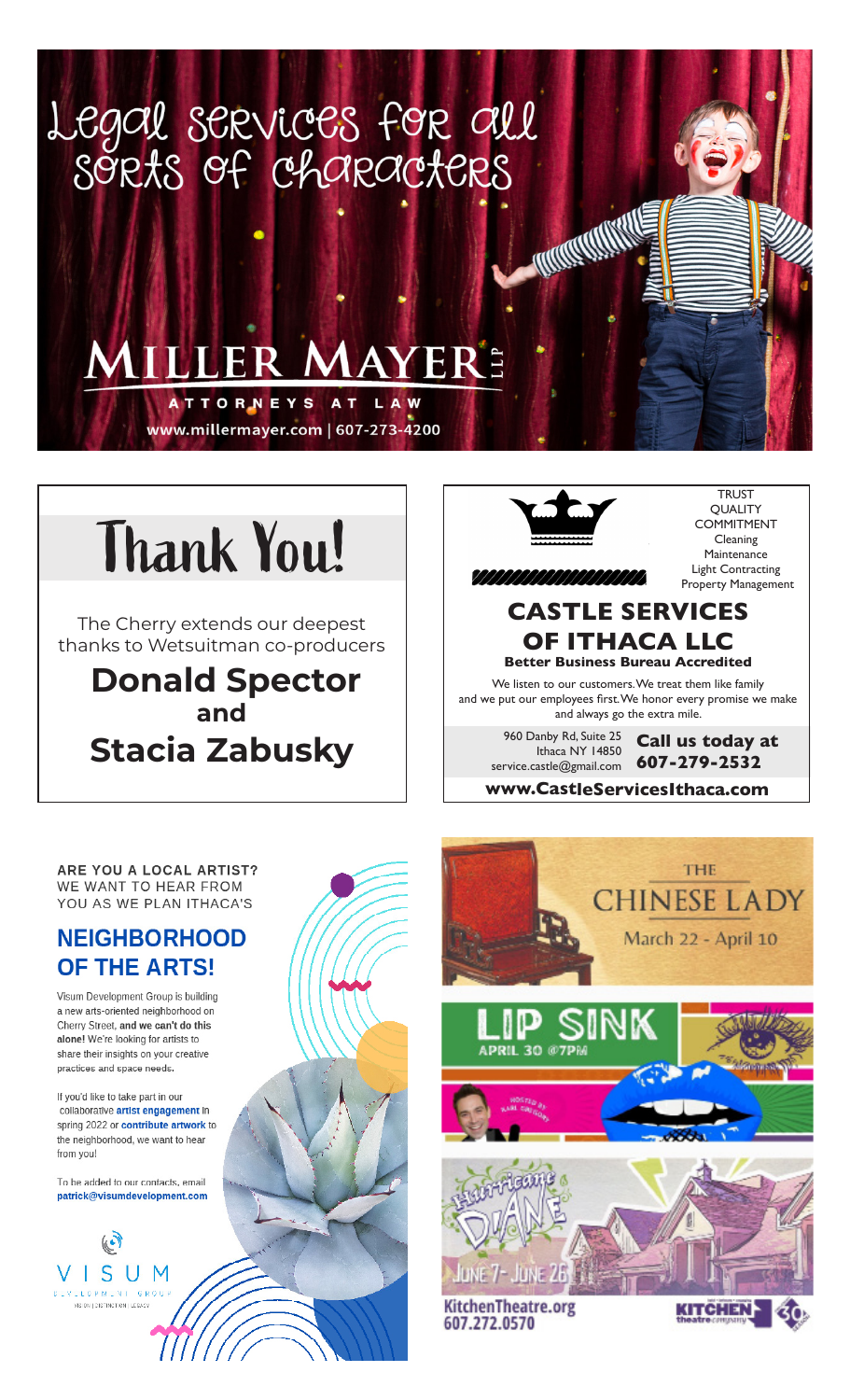# Legal services for all sorts of characters

**MILLER MAYER LLP**

ATTORNEYS AT LAW

www.millermayer.com | 607-273-4200

---

# Thank You!

The Cherry extends our deepest thanks to Wetsuitman co-producers

## Donald Spector
**and**
## Stacia Zabusky

---

TRUST
QUALITY
COMMITMENT
Cleaning
Maintenance
Light Contracting
Property Management

## CASTLE SERVICES OF ITHACA LLC

**Better Business Bureau Accredited**

We listen to our customers. We treat them like family and we put our employees first. We honor every promise we make and always go the extra mile.

960 Danby Rd, Suite 25
Ithaca NY 14850
service.castle@gmail.com

**Call us today at 607-279-2532**

**www.CastleServicesIthaca.com**

---

**ARE YOU A LOCAL ARTIST?**
WE WANT TO HEAR FROM YOU AS WE PLAN ITHACA'S

## NEIGHBORHOOD OF THE ARTS!

Visum Development Group is building a new arts-oriented neighborhood on Cherry Street, **and we can't do this alone!** We're looking for artists to share their insights on your creative practices and space needs.

If you'd like to take part in our collaborative **artist engagement** in spring 2022 or **contribute artwork** to the neighborhood, we want to hear from you!

To be added to our contacts, email **patrick@visumdevelopment.com**

VISUM
DEVELOPMENT GROUP

---

THE CHINESE LADY
March 22 - April 10

LIP SINK
APRIL 30 @7PM

Hurricane DIANE
JUNE 7 - JUNE 26

KitchenTheatre.org
607.272.0570

KITCHEN theatre company 30